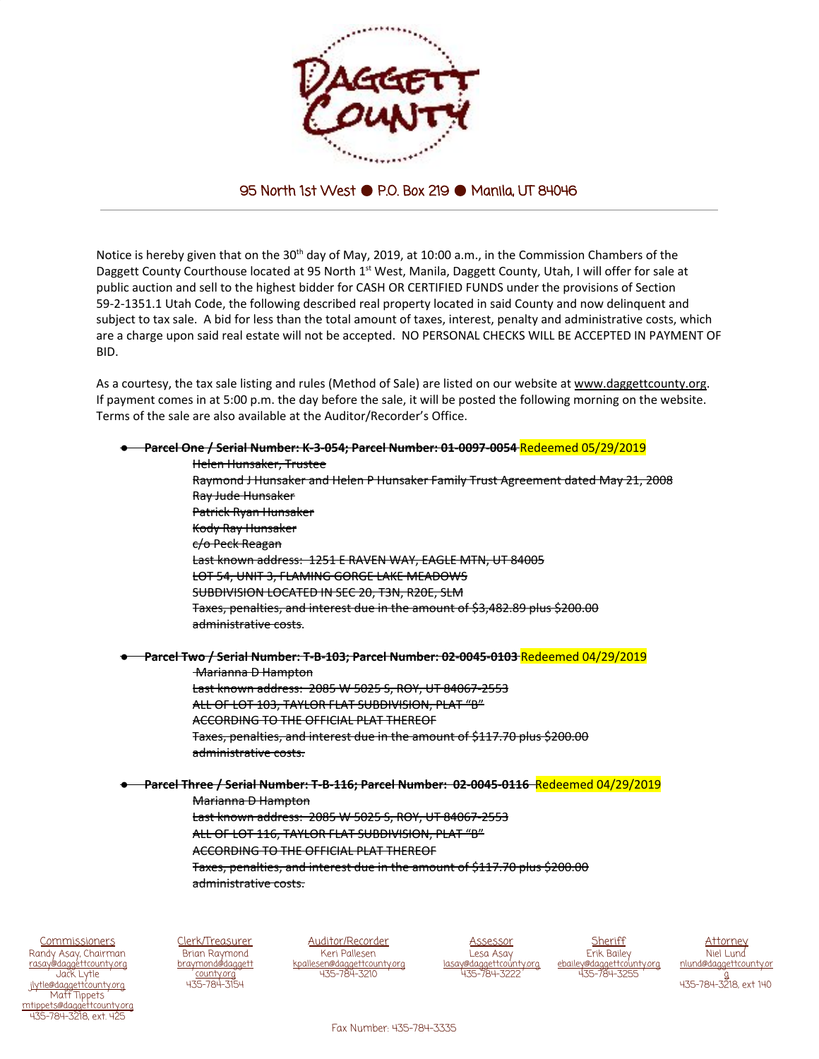# DAGGETT COUNTY

95 North 1st West ● P.O. Box 219 ● Manila, UT 84046

Notice is hereby given that on the 30th day of May, 2019, at 10:00 a.m., in the Commission Chambers of the Daggett County Courthouse located at 95 North 1st West, Manila, Daggett County, Utah, I will offer for sale at public auction and sell to the highest bidder for CASH OR CERTIFIED FUNDS under the provisions of Section 59-2-1351.1 Utah Code, the following described real property located in said County and now delinquent and subject to tax sale. A bid for less than the total amount of taxes, interest, penalty and administrative costs, which are a charge upon said real estate will not be accepted. NO PERSONAL CHECKS WILL BE ACCEPTED IN PAYMENT OF BID.

As a courtesy, the tax sale listing and rules (Method of Sale) are listed on our website at www.daggettcounty.org. If payment comes in at 5:00 p.m. the day before the sale, it will be posted the following morning on the website. Terms of the sale are also available at the Auditor/Recorder's Office.

- ~~**Parcel One / Serial Number: K-3-054; Parcel Number: 01-0097-0054**~~ Redeemed 05/29/2019

  ~~Helen Hunsaker, Trustee~~
  ~~Raymond J Hunsaker and Helen P Hunsaker Family Trust Agreement dated May 21, 2008~~
  ~~Ray Jude Hunsaker~~
  ~~Patrick Ryan Hunsaker~~
  ~~Kody Ray Hunsaker~~
  ~~c/o Peck Reagan~~
  ~~Last known address: 1251 E RAVEN WAY, EAGLE MTN, UT 84005~~
  ~~LOT 54, UNIT 3, FLAMING GORGE LAKE MEADOWS~~
  ~~SUBDIVISION LOCATED IN SEC 20, T3N, R20E, SLM~~
  ~~Taxes, penalties, and interest due in the amount of $3,482.89 plus $200.00 administrative costs.~~

- ~~**Parcel Two / Serial Number: T-B-103; Parcel Number: 02-0045-0103**~~ Redeemed 04/29/2019

  ~~Marianna D Hampton~~
  ~~Last known address: 2085 W 5025 S, ROY, UT 84067-2553~~
  ~~ALL OF LOT 103, TAYLOR FLAT SUBDIVISION, PLAT "B"~~
  ~~ACCORDING TO THE OFFICIAL PLAT THEREOF~~
  ~~Taxes, penalties, and interest due in the amount of $117.70 plus $200.00 administrative costs.~~

- ~~**Parcel Three / Serial Number: T-B-116; Parcel Number: 02-0045-0116**~~ Redeemed 04/29/2019

  ~~Marianna D Hampton~~
  ~~Last known address: 2085 W 5025 S, ROY, UT 84067-2553~~
  ~~ALL OF LOT 116, TAYLOR FLAT SUBDIVISION, PLAT "B"~~
  ~~ACCORDING TO THE OFFICIAL PLAT THEREOF~~
  ~~Taxes, penalties, and interest due in the amount of $117.70 plus $200.00 administrative costs.~~

| Commissioners | Clerk/Treasurer | Auditor/Recorder | Assessor | Sheriff | Attorney |
|---|---|---|---|---|---|
| Randy Asay, Chairman rasay@daggettcounty.org Jack Lytle jlytle@daggettcounty.org Matt Tippets mtippets@daggettcounty.org 435-784-3218, ext. 425 | Brian Raymond braymond@daggettcounty.org 435-784-3154 | Keri Pallesen kpallesen@daggettcounty.org 435-784-3210 | Lesa Asay lasay@daggettcounty.org 435-784-3222 | Erik Bailey ebailey@daggettcounty.org 435-784-3255 | Niel Lund nlund@daggettcounty.org 435-784-3218, ext 140 |

Fax Number: 435-784-3335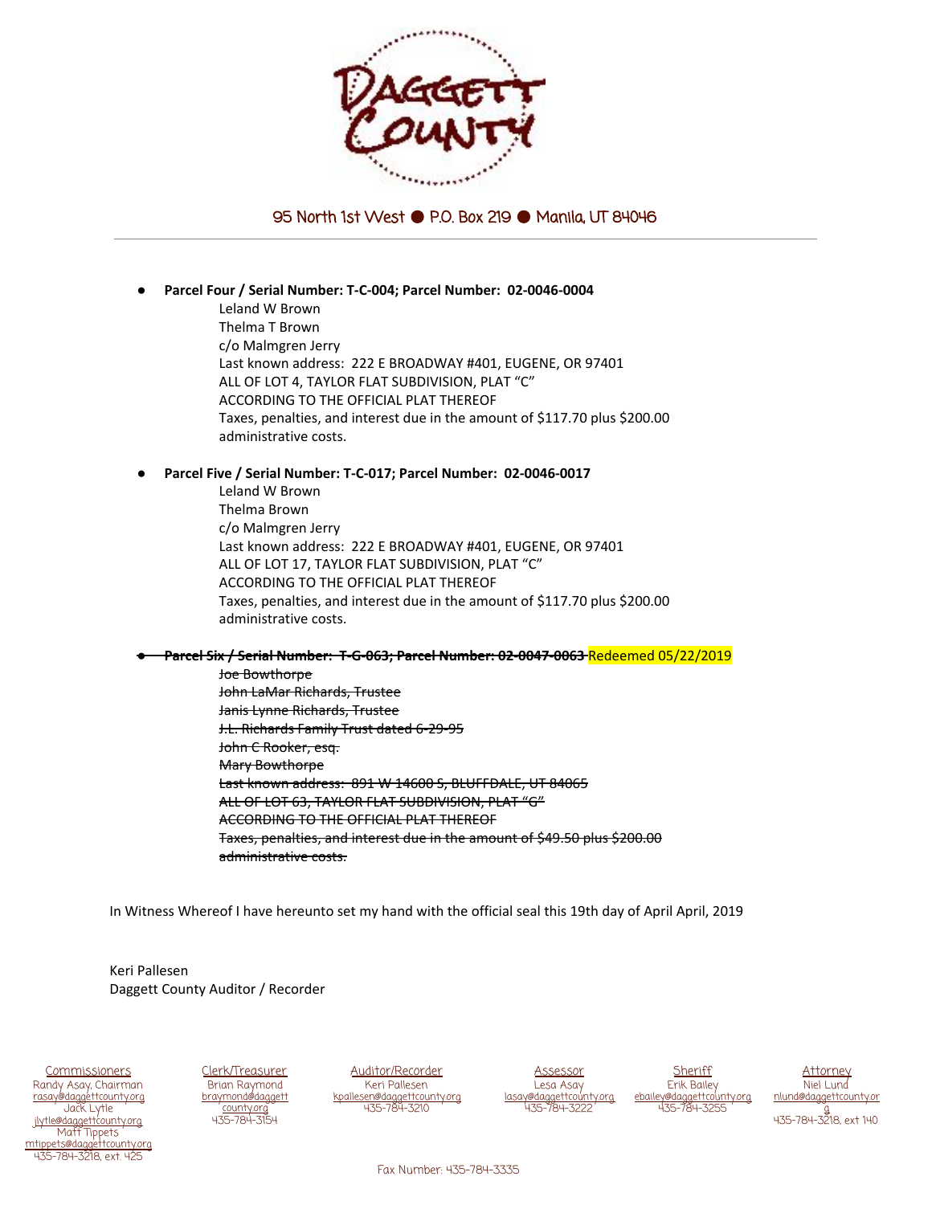- **Parcel Four / Serial Number: T-C-004; Parcel Number: 02-0046-0004**
  Leland W Brown
  Thelma T Brown
  c/o Malmgren Jerry
  Last known address: 222 E BROADWAY #401, EUGENE, OR 97401
  ALL OF LOT 4, TAYLOR FLAT SUBDIVISION, PLAT "C"
  ACCORDING TO THE OFFICIAL PLAT THEREOF
  Taxes, penalties, and interest due in the amount of $117.70 plus $200.00 administrative costs.

- **Parcel Five / Serial Number: T-C-017; Parcel Number: 02-0046-0017**
  Leland W Brown
  Thelma Brown
  c/o Malmgren Jerry
  Last known address: 222 E BROADWAY #401, EUGENE, OR 97401
  ALL OF LOT 17, TAYLOR FLAT SUBDIVISION, PLAT "C"
  ACCORDING TO THE OFFICIAL PLAT THEREOF
  Taxes, penalties, and interest due in the amount of $117.70 plus $200.00 administrative costs.

- ~~**Parcel Six / Serial Number: T-G-063; Parcel Number: 02-0047-0063**~~ Redeemed 05/22/2019
  ~~Joe Bowthorpe~~
  ~~John LaMar Richards, Trustee~~
  ~~Janis Lynne Richards, Trustee~~
  ~~J.L. Richards Family Trust dated 6-29-95~~
  ~~John C Rooker, esq.~~
  ~~Mary Bowthorpe~~
  ~~Last known address: 891 W 14600 S, BLUFFDALE, UT 84065~~
  ~~ALL OF LOT 63, TAYLOR FLAT SUBDIVISION, PLAT "G"~~
  ~~ACCORDING TO THE OFFICIAL PLAT THEREOF~~
  ~~Taxes, penalties, and interest due in the amount of $49.50 plus $200.00 administrative costs.~~

In Witness Whereof I have hereunto set my hand with the official seal this 19th day of April April, 2019

Keri Pallesen
Daggett County Auditor / Recorder